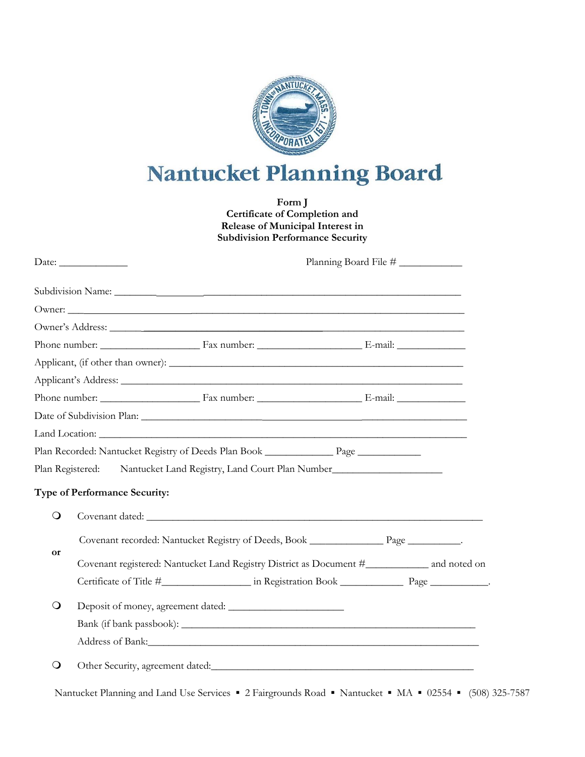# Nantucket Planning Board

**Form J**
**Certificate of Completion and**
**Release of Municipal Interest in**
**Subdivision Performance Security**

Date: ____________ Planning Board File # ___________

Subdivision Name: ______________________________________________

Owner: ______________________________________________

Owner's Address: ______________________________________________

Phone number: _________________ Fax number: __________________ E-mail: ____________

Applicant, (if other than owner): ______________________________________________

Applicant's Address: ______________________________________________

Phone number: _________________ Fax number: __________________ E-mail: ____________

Date of Subdivision Plan: ______________________________________________

Land Location: ______________________________________________

Plan Recorded: Nantucket Registry of Deeds Plan Book ____________ Page ___________

Plan Registered: Nantucket Land Registry, Land Court Plan Number___________________

**Type of Performance Security:**

- ❍ Covenant dated: ______________________________________________

  Covenant recorded: Nantucket Registry of Deeds, Book _____________ Page _________.

  **or**

  Covenant registered: Nantucket Land Registry District as Document #___________ and noted on Certificate of Title #_______________ in Registration Book ___________ Page __________.

- ❍ Deposit of money, agreement dated: ____________________

  Bank (if bank passbook): ______________________________________________

  Address of Bank:______________________________________________

- ❍ Other Security, agreement dated:______________________________________________

Nantucket Planning and Land Use Services ▪ 2 Fairgrounds Road ▪ Nantucket ▪ MA ▪ 02554 ▪ (508) 325-7587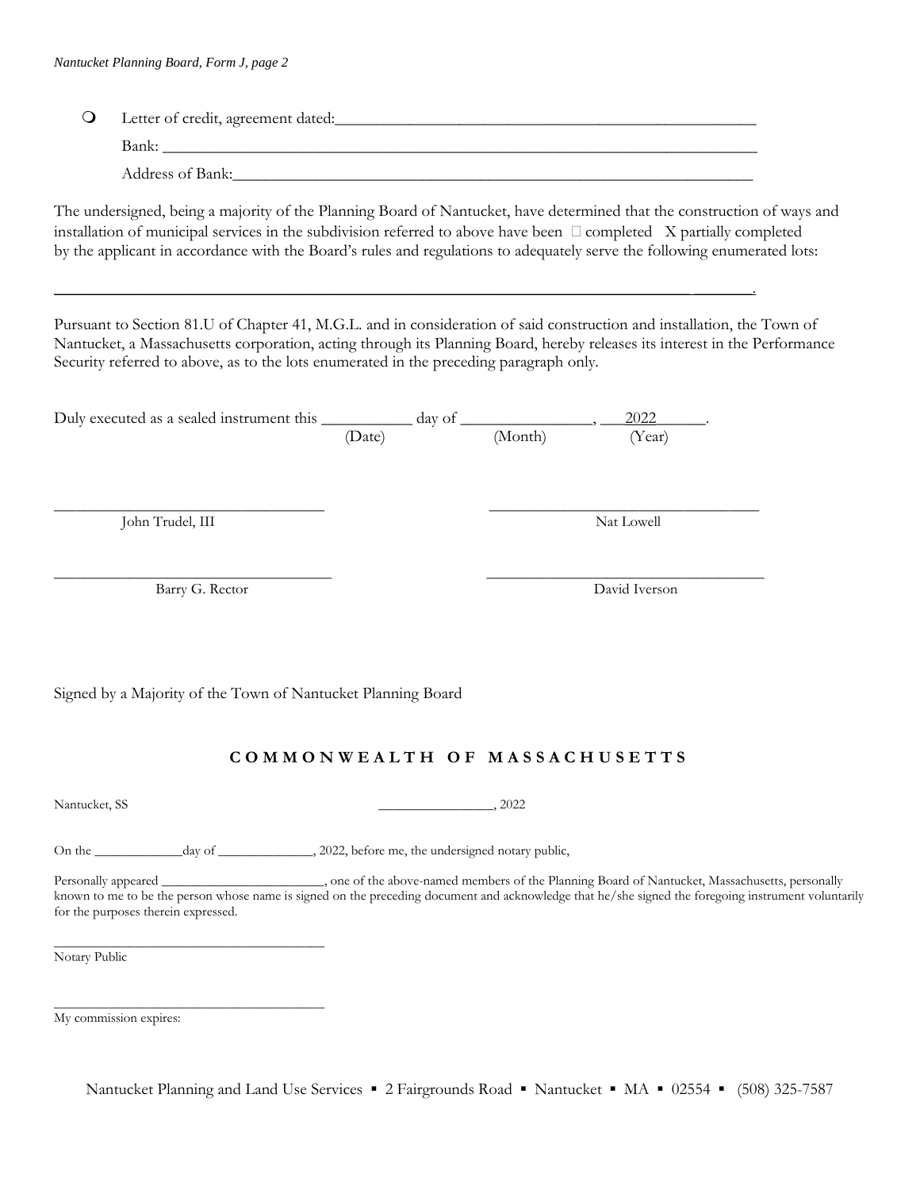- Letter of credit, agreement dated:_______________________________________________

  Bank: ________________________________________________________________

  Address of Bank:_________________________________________________________

The undersigned, being a majority of the Planning Board of Nantucket, have determined that the construction of ways and installation of municipal services in the subdivision referred to above have been ☐ completed X partially completed by the applicant in accordance with the Board's rules and regulations to adequately serve the following enumerated lots:

______________________________________________________________________________.

Pursuant to Section 81.U of Chapter 41, M.G.L. and in consideration of said construction and installation, the Town of Nantucket, a Massachusetts corporation, acting through its Planning Board, hereby releases its interest in the Performance Security referred to above, as to the lots enumerated in the preceding paragraph only.

Duly executed as a sealed instrument this __________ day of ______________, 2022.
(Date) (Month) (Year)

| | |
|---|---|
| ______________________________ | ______________________________ |
| John Trudel, III | Nat Lowell |
| ______________________________ | ______________________________ |
| Barry G. Rector | David Iverson |

Signed by a Majority of the Town of Nantucket Planning Board

## COMMONWEALTH OF MASSACHUSETTS

Nantucket, SS ______________, 2022

On the ____________day of _____________, 2022, before me, the undersigned notary public,

Personally appeared ______________________, one of the above-named members of the Planning Board of Nantucket, Massachusetts, personally known to me to be the person whose name is signed on the preceding document and acknowledge that he/she signed the foregoing instrument voluntarily for the purposes therein expressed.

__________________________________
Notary Public

__________________________________
My commission expires:

Nantucket Planning and Land Use Services ▪ 2 Fairgrounds Road ▪ Nantucket ▪ MA ▪ 02554 ▪ (508) 325-7587